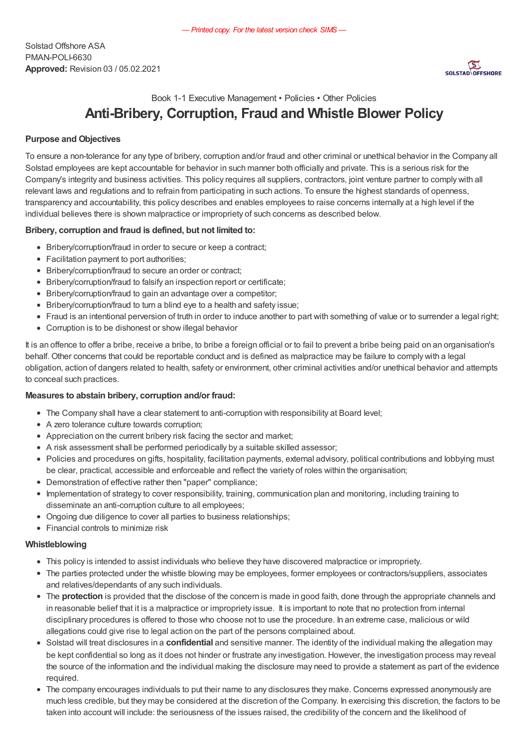— Printed copy. For the latest version check SIMS —

Solstad Offshore ASA
PMAN-POLI-6630
**Approved:** Revision 03 / 05.02.2021

Book 1-1 Executive Management • Policies • Other Policies

# Anti-Bribery, Corruption, Fraud and Whistle Blower Policy

### Purpose and Objectives

To ensure a non-tolerance for any type of bribery, corruption and/or fraud and other criminal or unethical behavior in the Company all Solstad employees are kept accountable for behavior in such manner both officially and private. This is a serious risk for the Company's integrity and business activities. This policy requires all suppliers, contractors, joint venture partner to comply with all relevant laws and regulations and to refrain from participating in such actions. To ensure the highest standards of openness, transparency and accountability, this policy describes and enables employees to raise concerns internally at a high level if the individual believes there is shown malpractice or impropriety of such concerns as described below.

### Bribery, corruption and fraud is defined, but not limited to:

- Bribery/corruption/fraud in order to secure or keep a contract;
- Facilitation payment to port authorities;
- Bribery/corruption/fraud to secure an order or contract;
- Bribery/corruption/fraud to falsify an inspection report or certificate;
- Bribery/corruption/fraud to gain an advantage over a competitor;
- Bribery/corruption/fraud to turn a blind eye to a health and safety issue;
- Fraud is an intentional perversion of truth in order to induce another to part with something of value or to surrender a legal right;
- Corruption is to be dishonest or show illegal behavior

It is an offence to offer a bribe, receive a bribe, to bribe a foreign official or to fail to prevent a bribe being paid on an organisation's behalf. Other concerns that could be reportable conduct and is defined as malpractice may be failure to comply with a legal obligation, action of dangers related to health, safety or environment, other criminal activities and/or unethical behavior and attempts to conceal such practices.

### Measures to abstain bribery, corruption and/or fraud:

- The Company shall have a clear statement to anti-corruption with responsibility at Board level;
- A zero tolerance culture towards corruption;
- Appreciation on the current bribery risk facing the sector and market;
- A risk assessment shall be performed periodically by a suitable skilled assessor;
- Policies and procedures on gifts, hospitality, facilitation payments, external advisory, political contributions and lobbying must be clear, practical, accessible and enforceable and reflect the variety of roles within the organisation;
- Demonstration of effective rather then "paper" compliance;
- Implementation of strategy to cover responsibility, training, communication plan and monitoring, including training to disseminate an anti-corruption culture to all employees;
- Ongoing due diligence to cover all parties to business relationships;
- Financial controls to minimize risk

### Whistleblowing

- This policy is intended to assist individuals who believe they have discovered malpractice or impropriety.
- The parties protected under the whistle blowing may be employees, former employees or contractors/suppliers, associates and relatives/dependants of any such individuals.
- The **protection** is provided that the disclose of the concern is made in good faith, done through the appropriate channels and in reasonable belief that it is a malpractice or impropriety issue. It is important to note that no protection from internal disciplinary procedures is offered to those who choose not to use the procedure. In an extreme case, malicious or wild allegations could give rise to legal action on the part of the persons complained about.
- Solstad will treat disclosures in a **confidential** and sensitive manner. The identity of the individual making the allegation may be kept confidential so long as it does not hinder or frustrate any investigation. However, the investigation process may reveal the source of the information and the individual making the disclosure may need to provide a statement as part of the evidence required.
- The company encourages individuals to put their name to any disclosures they make. Concerns expressed anonymously are much less credible, but they may be considered at the discretion of the Company. In exercising this discretion, the factors to be taken into account will include: the seriousness of the issues raised, the credibility of the concern and the likelihood of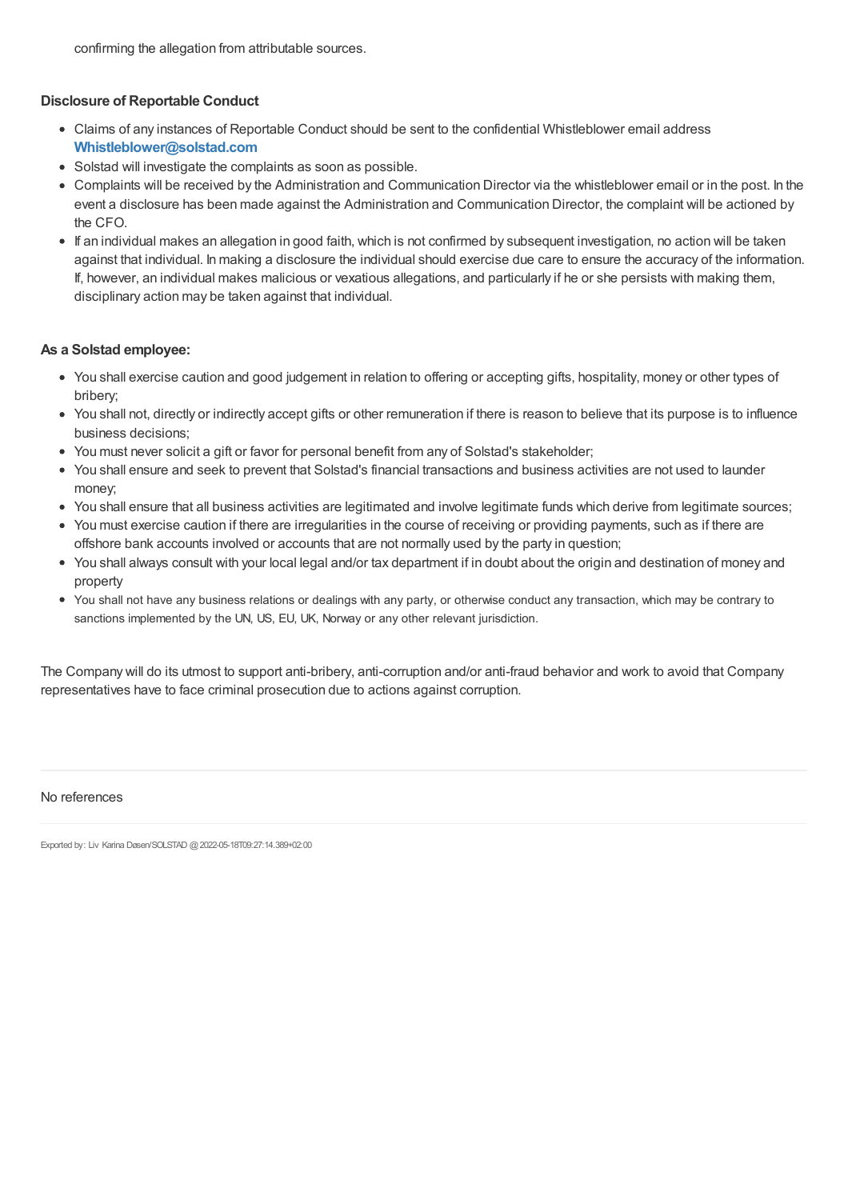confirming the allegation from attributable sources.

**Disclosure of Reportable Conduct**

- Claims of any instances of Reportable Conduct should be sent to the confidential Whistleblower email address **Whistleblower@solstad.com**
- Solstad will investigate the complaints as soon as possible.
- Complaints will be received by the Administration and Communication Director via the whistleblower email or in the post. In the event a disclosure has been made against the Administration and Communication Director, the complaint will be actioned by the CFO.
- If an individual makes an allegation in good faith, which is not confirmed by subsequent investigation, no action will be taken against that individual. In making a disclosure the individual should exercise due care to ensure the accuracy of the information. If, however, an individual makes malicious or vexatious allegations, and particularly if he or she persists with making them, disciplinary action may be taken against that individual.

**As a Solstad employee:**

- You shall exercise caution and good judgement in relation to offering or accepting gifts, hospitality, money or other types of bribery;
- You shall not, directly or indirectly accept gifts or other remuneration if there is reason to believe that its purpose is to influence business decisions;
- You must never solicit a gift or favor for personal benefit from any of Solstad's stakeholder;
- You shall ensure and seek to prevent that Solstad's financial transactions and business activities are not used to launder money;
- You shall ensure that all business activities are legitimated and involve legitimate funds which derive from legitimate sources;
- You must exercise caution if there are irregularities in the course of receiving or providing payments, such as if there are offshore bank accounts involved or accounts that are not normally used by the party in question;
- You shall always consult with your local legal and/or tax department if in doubt about the origin and destination of money and property
- You shall not have any business relations or dealings with any party, or otherwise conduct any transaction, which may be contrary to sanctions implemented by the UN, US, EU, UK, Norway or any other relevant jurisdiction.

The Company will do its utmost to support anti-bribery, anti-corruption and/or anti-fraud behavior and work to avoid that Company representatives have to face criminal prosecution due to actions against corruption.

No references

Exported by: Liv Karina Døsen/SOLSTAD @ 2022-05-18T09:27:14.389+02:00